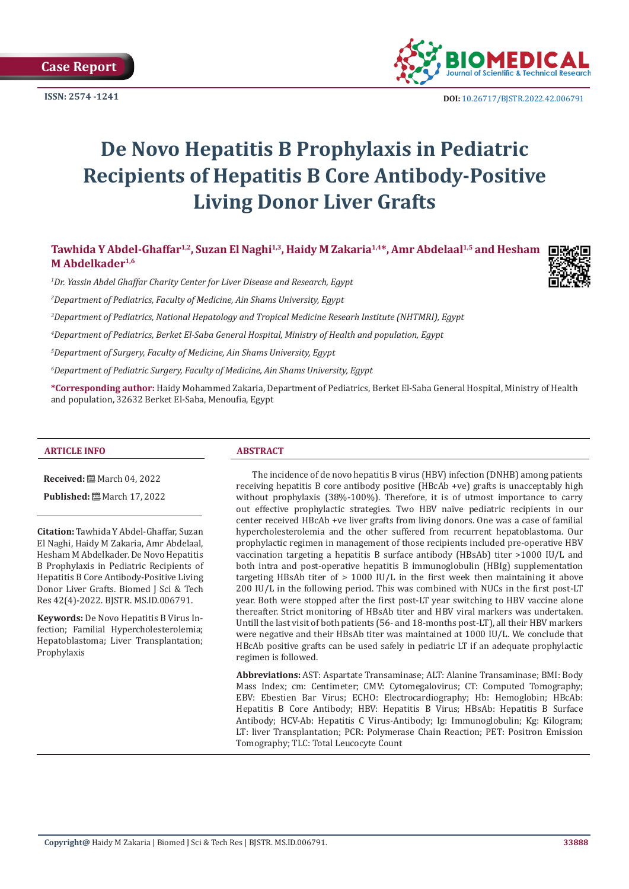Case Report

ISSN: 2574 -1241

DOI: 10.26717/BJSTR.2022.42.006791

# De Novo Hepatitis B Prophylaxis in Pediatric Recipients of Hepatitis B Core Antibody-Positive Living Donor Liver Grafts

**Tawhida Y Abdel-Ghaffar[1,2], Suzan El Naghi[1,3], Haidy M Zakaria[1,4]*, Amr Abdelaal[1,5] and Hesham M Abdelkader[1,6]**

[1]*Dr. Yassin Abdel Ghaffar Charity Center for Liver Disease and Research, Egypt*

[2]*Department of Pediatrics, Faculty of Medicine, Ain Shams University, Egypt*

[3]*Department of Pediatrics, National Hepatology and Tropical Medicine Resarch Institute (NHTMRI), Egypt*

[4]*Department of Pediatrics, Berket El-Saba General Hospital, Ministry of Health and population, Egypt*

[5]*Department of Surgery, Faculty of Medicine, Ain Shams University, Egypt*

[6]*Department of Pediatric Surgery, Faculty of Medicine, Ain Shams University, Egypt*

**\*Corresponding author:** Haidy Mohammed Zakaria, Department of Pediatrics, Berket El-Saba General Hospital, Ministry of Health and population, 32632 Berket El-Saba, Menoufia, Egypt

## ARTICLE INFO

**Received:** March 04, 2022

**Published:** March 17, 2022

**Citation:** Tawhida Y Abdel-Ghaffar, Suzan El Naghi, Haidy M Zakaria, Amr Abdelaal, Hesham M Abdelkader. De Novo Hepatitis B Prophylaxis in Pediatric Recipients of Hepatitis B Core Antibody-Positive Living Donor Liver Grafts. Biomed J Sci & Tech Res 42(4)-2022. BJSTR. MS.ID.006791.

**Keywords:** De Novo Hepatitis B Virus Infection; Familial Hypercholesterolemia; Hepatoblastoma; Liver Transplantation; Prophylaxis

## ABSTRACT

The incidence of de novo hepatitis B virus (HBV) infection (DNHB) among patients receiving hepatitis B core antibody positive (HBcAb +ve) grafts is unacceptably high without prophylaxis (38%-100%). Therefore, it is of utmost importance to carry out effective prophylactic strategies. Two HBV naïve pediatric recipients in our center received HBcAb +ve liver grafts from living donors. One was a case of familial hypercholesterolemia and the other suffered from recurrent hepatoblastoma. Our prophylactic regimen in management of those recipients included pre-operative HBV vaccination targeting a hepatitis B surface antibody (HBsAb) titer >1000 IU/L and both intra and post-operative hepatitis B immunoglobulin (HBIg) supplementation targeting HBsAb titer of > 1000 IU/L in the first week then maintaining it above 200 IU/L in the following period. This was combined with NUCs in the first post-LT year. Both were stopped after the first post-LT year switching to HBV vaccine alone thereafter. Strict monitoring of HBsAb titer and HBV viral markers was undertaken. Untill the last visit of both patients (56- and 18-months post-LT), all their HBV markers were negative and their HBsAb titer was maintained at 1000 IU/L. We conclude that HBcAb positive grafts can be used safely in pediatric LT if an adequate prophylactic regimen is followed.

**Abbreviations:** AST: Aspartate Transaminase; ALT: Alanine Transaminase; BMI: Body Mass Index; cm: Centimeter; CMV: Cytomegalovirus; CT: Computed Tomography; EBV: Ebestien Bar Virus; ECHO: Electrocardiography; Hb: Hemoglobin; HBcAb: Hepatitis B Core Antibody; HBV: Hepatitis B Virus; HBsAb: Hepatitis B Surface Antibody; HCV-Ab: Hepatitis C Virus-Antibody; Ig: Immunoglobulin; Kg: Kilogram; LT: liver Transplantation; PCR: Polymerase Chain Reaction; PET: Positron Emission Tomography; TLC: Total Leucocyte Count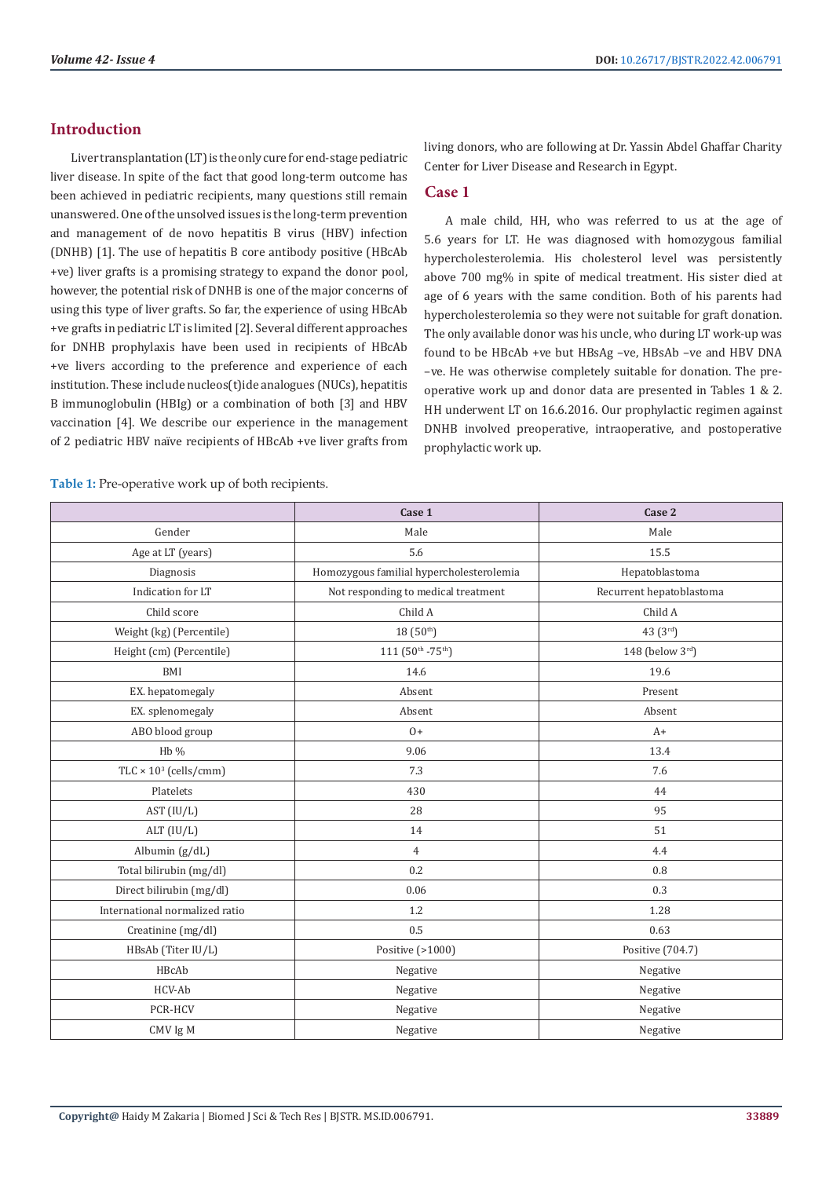## Introduction

Liver transplantation (LT) is the only cure for end-stage pediatric liver disease. In spite of the fact that good long-term outcome has been achieved in pediatric recipients, many questions still remain unanswered. One of the unsolved issues is the long-term prevention and management of de novo hepatitis B virus (HBV) infection (DNHB) [1]. The use of hepatitis B core antibody positive (HBcAb +ve) liver grafts is a promising strategy to expand the donor pool, however, the potential risk of DNHB is one of the major concerns of using this type of liver grafts. So far, the experience of using HBcAb +ve grafts in pediatric LT is limited [2]. Several different approaches for DNHB prophylaxis have been used in recipients of HBcAb +ve livers according to the preference and experience of each institution. These include nucleos(t)ide analogues (NUCs), hepatitis B immunoglobulin (HBIg) or a combination of both [3] and HBV vaccination [4]. We describe our experience in the management of 2 pediatric HBV naïve recipients of HBcAb +ve liver grafts from living donors, who are following at Dr. Yassin Abdel Ghaffar Charity Center for Liver Disease and Research in Egypt.

## Case 1

A male child, HH, who was referred to us at the age of 5.6 years for LT. He was diagnosed with homozygous familial hypercholesterolemia. His cholesterol level was persistently above 700 mg% in spite of medical treatment. His sister died at age of 6 years with the same condition. Both of his parents had hypercholesterolemia so they were not suitable for graft donation. The only available donor was his uncle, who during LT work-up was found to be HBcAb +ve but HBsAg –ve, HBsAb –ve and HBV DNA –ve. He was otherwise completely suitable for donation. The pre-operative work up and donor data are presented in Tables 1 & 2. HH underwent LT on 16.6.2016. Our prophylactic regimen against DNHB involved preoperative, intraoperative, and postoperative prophylactic work up.

**Table 1:** Pre-operative work up of both recipients.

| | Case 1 | Case 2 |
|---|---|---|
| Gender | Male | Male |
| Age at LT (years) | 5.6 | 15.5 |
| Diagnosis | Homozygous familial hypercholesterolemia | Hepatoblastoma |
| Indication for LT | Not responding to medical treatment | Recurrent hepatoblastoma |
| Child score | Child A | Child A |
| Weight (kg) (Percentile) | 18 (50th) | 43 (3rd) |
| Height (cm) (Percentile) | 111 (50th -75th) | 148 (below 3rd) |
| BMI | 14.6 | 19.6 |
| EX. hepatomegaly | Absent | Present |
| EX. splenomegaly | Absent | Absent |
| ABO blood group | O+ | A+ |
| Hb % | 9.06 | 13.4 |
| TLC × $10^3$ (cells/cmm) | 7.3 | 7.6 |
| Platelets | 430 | 44 |
| AST (IU/L) | 28 | 95 |
| ALT (IU/L) | 14 | 51 |
| Albumin (g/dL) | 4 | 4.4 |
| Total bilirubin (mg/dl) | 0.2 | 0.8 |
| Direct bilirubin (mg/dl) | 0.06 | 0.3 |
| International normalized ratio | 1.2 | 1.28 |
| Creatinine (mg/dl) | 0.5 | 0.63 |
| HBsAb (Titer IU/L) | Positive (>1000) | Positive (704.7) |
| HBcAb | Negative | Negative |
| HCV-Ab | Negative | Negative |
| PCR-HCV | Negative | Negative |
| CMV Ig M | Negative | Negative |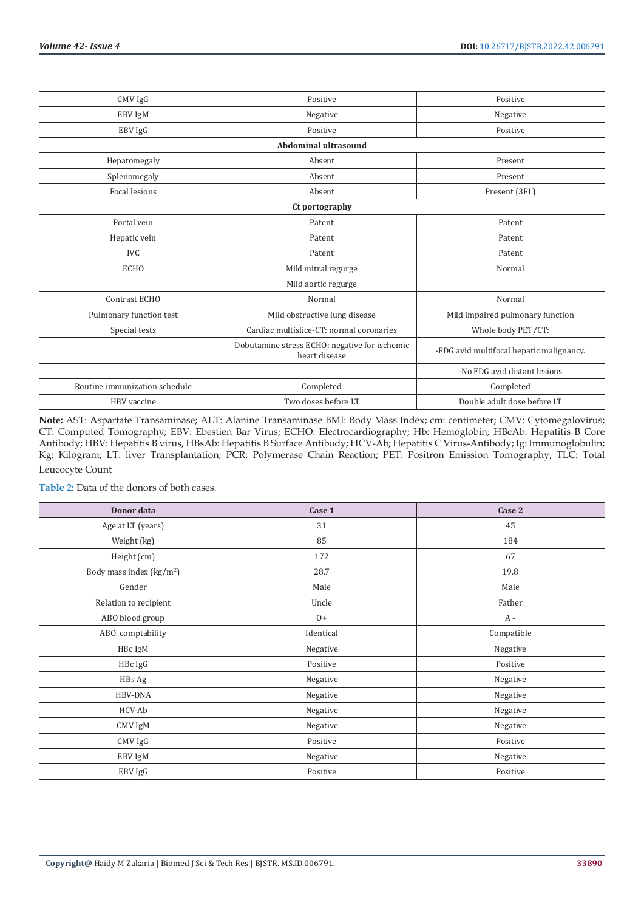| | | |
|---|---|---|
| CMV IgG | Positive | Positive |
| EBV IgM | Negative | Negative |
| EBV IgG | Positive | Positive |
| **Abdominal ultrasound** | | |
| Hepatomegaly | Absent | Present |
| Splenomegaly | Absent | Present |
| Focal lesions | Absent | Present (3FL) |
| **Ct portography** | | |
| Portal vein | Patent | Patent |
| Hepatic vein | Patent | Patent |
| IVC | Patent | Patent |
| ECHO | Mild mitral regurge | Normal |
| | Mild aortic regurge | |
| Contrast ECHO | Normal | Normal |
| Pulmonary function test | Mild obstructive lung disease | Mild impaired pulmonary function |
| Special tests | Cardiac multislice-CT: normal coronaries | Whole body PET/CT: |
| | Dobutamine stress ECHO: negative for ischemic heart disease | -FDG avid multifocal hepatic malignancy. |
| | | -No FDG avid distant lesions |
| Routine immunization schedule | Completed | Completed |
| HBV vaccine | Two doses before LT | Double adult dose before LT |

**Note:** AST: Aspartate Transaminase; ALT: Alanine Transaminase BMI: Body Mass Index; cm: centimeter; CMV: Cytomegalovirus; CT: Computed Tomography; EBV: Ebestien Bar Virus; ECHO: Electrocardiography; Hb: Hemoglobin; HBcAb: Hepatitis B Core Antibody; HBV: Hepatitis B virus, HBsAb: Hepatitis B Surface Antibody; HCV-Ab; Hepatitis C Virus-Antibody; Ig: Immunoglobulin; Kg: Kilogram; LT: liver Transplantation; PCR: Polymerase Chain Reaction; PET: Positron Emission Tomography; TLC: Total Leucocyte Count

**Table 2:** Data of the donors of both cases.

| Donor data | Case 1 | Case 2 |
|---|---|---|
| Age at LT (years) | 31 | 45 |
| Weight (kg) | 85 | 184 |
| Height (cm) | 172 | 67 |
| Body mass index (kg/m$^2$) | 28.7 | 19.8 |
| Gender | Male | Male |
| Relation to recipient | Uncle | Father |
| ABO blood group | O+ | A - |
| ABO. comptability | Identical | Compatible |
| HBc IgM | Negative | Negative |
| HBc IgG | Positive | Positive |
| HBs Ag | Negative | Negative |
| HBV-DNA | Negative | Negative |
| HCV-Ab | Negative | Negative |
| CMV IgM | Negative | Negative |
| CMV IgG | Positive | Positive |
| EBV IgM | Negative | Negative |
| EBV IgG | Positive | Positive |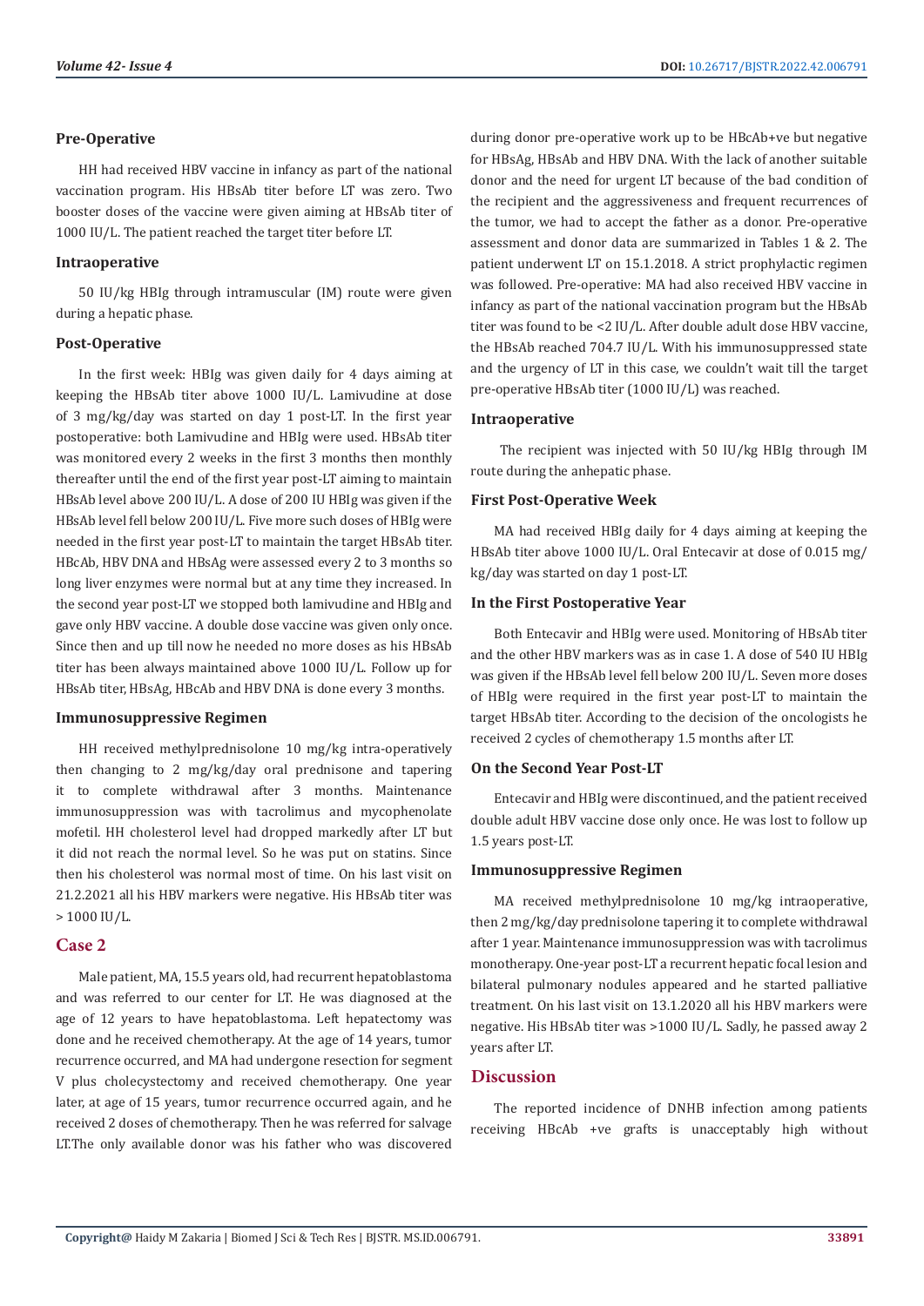#### Pre-Operative

HH had received HBV vaccine in infancy as part of the national vaccination program. His HBsAb titer before LT was zero. Two booster doses of the vaccine were given aiming at HBsAb titer of 1000 IU/L. The patient reached the target titer before LT.

#### Intraoperative

50 IU/kg HBIg through intramuscular (IM) route were given during a hepatic phase.

#### Post-Operative

In the first week: HBIg was given daily for 4 days aiming at keeping the HBsAb titer above 1000 IU/L. Lamivudine at dose of 3 mg/kg/day was started on day 1 post-LT. In the first year postoperative: both Lamivudine and HBIg were used. HBsAb titer was monitored every 2 weeks in the first 3 months then monthly thereafter until the end of the first year post-LT aiming to maintain HBsAb level above 200 IU/L. A dose of 200 IU HBIg was given if the HBsAb level fell below 200 IU/L. Five more such doses of HBIg were needed in the first year post-LT to maintain the target HBsAb titer. HBcAb, HBV DNA and HBsAg were assessed every 2 to 3 months so long liver enzymes were normal but at any time they increased. In the second year post-LT we stopped both lamivudine and HBIg and gave only HBV vaccine. A double dose vaccine was given only once. Since then and up till now he needed no more doses as his HBsAb titer has been always maintained above 1000 IU/L. Follow up for HBsAb titer, HBsAg, HBcAb and HBV DNA is done every 3 months.

#### Immunosuppressive Regimen

HH received methylprednisolone 10 mg/kg intra-operatively then changing to 2 mg/kg/day oral prednisone and tapering it to complete withdrawal after 3 months. Maintenance immunosuppression was with tacrolimus and mycophenolate mofetil. HH cholesterol level had dropped markedly after LT but it did not reach the normal level. So he was put on statins. Since then his cholesterol was normal most of time. On his last visit on 21.2.2021 all his HBV markers were negative. His HBsAb titer was > 1000 IU/L.

### Case 2

Male patient, MA, 15.5 years old, had recurrent hepatoblastoma and was referred to our center for LT. He was diagnosed at the age of 12 years to have hepatoblastoma. Left hepatectomy was done and he received chemotherapy. At the age of 14 years, tumor recurrence occurred, and MA had undergone resection for segment V plus cholecystectomy and received chemotherapy. One year later, at age of 15 years, tumor recurrence occurred again, and he received 2 doses of chemotherapy. Then he was referred for salvage LT.The only available donor was his father who was discovered during donor pre-operative work up to be HBcAb+ve but negative for HBsAg, HBsAb and HBV DNA. With the lack of another suitable donor and the need for urgent LT because of the bad condition of the recipient and the aggressiveness and frequent recurrences of the tumor, we had to accept the father as a donor. Pre-operative assessment and donor data are summarized in Tables 1 & 2. The patient underwent LT on 15.1.2018. A strict prophylactic regimen was followed. Pre-operative: MA had also received HBV vaccine in infancy as part of the national vaccination program but the HBsAb titer was found to be <2 IU/L. After double adult dose HBV vaccine, the HBsAb reached 704.7 IU/L. With his immunosuppressed state and the urgency of LT in this case, we couldn't wait till the target pre-operative HBsAb titer (1000 IU/L) was reached.

#### Intraoperative

The recipient was injected with 50 IU/kg HBIg through IM route during the anhepatic phase.

#### First Post-Operative Week

MA had received HBIg daily for 4 days aiming at keeping the HBsAb titer above 1000 IU/L. Oral Entecavir at dose of 0.015 mg/kg/day was started on day 1 post-LT.

#### In the First Postoperative Year

Both Entecavir and HBIg were used. Monitoring of HBsAb titer and the other HBV markers was as in case 1. A dose of 540 IU HBIg was given if the HBsAb level fell below 200 IU/L. Seven more doses of HBIg were required in the first year post-LT to maintain the target HBsAb titer. According to the decision of the oncologists he received 2 cycles of chemotherapy 1.5 months after LT.

#### On the Second Year Post-LT

Entecavir and HBIg were discontinued, and the patient received double adult HBV vaccine dose only once. He was lost to follow up 1.5 years post-LT.

#### Immunosuppressive Regimen

MA received methylprednisolone 10 mg/kg intraoperative, then 2 mg/kg/day prednisolone tapering it to complete withdrawal after 1 year. Maintenance immunosuppression was with tacrolimus monotherapy. One-year post-LT a recurrent hepatic focal lesion and bilateral pulmonary nodules appeared and he started palliative treatment. On his last visit on 13.1.2020 all his HBV markers were negative. His HBsAb titer was >1000 IU/L. Sadly, he passed away 2 years after LT.

## Discussion

The reported incidence of DNHB infection among patients receiving HBcAb +ve grafts is unacceptably high without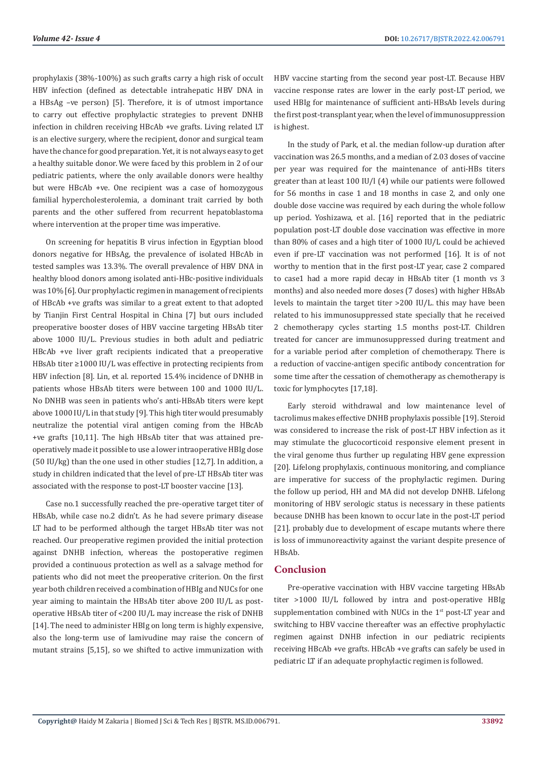prophylaxis (38%-100%) as such grafts carry a high risk of occult HBV infection (defined as detectable intrahepatic HBV DNA in a HBsAg –ve person) [5]. Therefore, it is of utmost importance to carry out effective prophylactic strategies to prevent DNHB infection in children receiving HBcAb +ve grafts. Living related LT is an elective surgery, where the recipient, donor and surgical team have the chance for good preparation. Yet, it is not always easy to get a healthy suitable donor. We were faced by this problem in 2 of our pediatric patients, where the only available donors were healthy but were HBcAb +ve. One recipient was a case of homozygous familial hypercholesterolemia, a dominant trait carried by both parents and the other suffered from recurrent hepatoblastoma where intervention at the proper time was imperative.

On screening for hepatitis B virus infection in Egyptian blood donors negative for HBsAg, the prevalence of isolated HBcAb in tested samples was 13.3%. The overall prevalence of HBV DNA in healthy blood donors among isolated anti-HBc-positive individuals was 10% [6]. Our prophylactic regimen in management of recipients of HBcAb +ve grafts was similar to a great extent to that adopted by Tianjin First Central Hospital in China [7] but ours included preoperative booster doses of HBV vaccine targeting HBsAb titer above 1000 IU/L. Previous studies in both adult and pediatric HBcAb +ve liver graft recipients indicated that a preoperative HBsAb titer ≥1000 IU/L was effective in protecting recipients from HBV infection [8]. Lin, et al. reported 15.4% incidence of DNHB in patients whose HBsAb titers were between 100 and 1000 IU/L. No DNHB was seen in patients who's anti-HBsAb titers were kept above 1000 IU/L in that study [9]. This high titer would presumably neutralize the potential viral antigen coming from the HBcAb +ve grafts [10,11]. The high HBsAb titer that was attained pre-operatively made it possible to use a lower intraoperative HBIg dose (50 IU/kg) than the one used in other studies [12,7]. In addition, a study in children indicated that the level of pre-LT HBsAb titer was associated with the response to post-LT booster vaccine [13].

Case no.1 successfully reached the pre-operative target titer of HBsAb, while case no.2 didn't. As he had severe primary disease LT had to be performed although the target HBsAb titer was not reached. Our preoperative regimen provided the initial protection against DNHB infection, whereas the postoperative regimen provided a continuous protection as well as a salvage method for patients who did not meet the preoperative criterion. On the first year both children received a combination of HBIg and NUCs for one year aiming to maintain the HBsAb titer above 200 IU/L as post-operative HBsAb titer of <200 IU/L may increase the risk of DNHB [14]. The need to administer HBIg on long term is highly expensive, also the long-term use of lamivudine may raise the concern of mutant strains [5,15], so we shifted to active immunization with HBV vaccine starting from the second year post-LT. Because HBV vaccine response rates are lower in the early post-LT period, we used HBIg for maintenance of sufficient anti-HBsAb levels during the first post-transplant year, when the level of immunosuppression is highest.

In the study of Park, et al. the median follow-up duration after vaccination was 26.5 months, and a median of 2.03 doses of vaccine per year was required for the maintenance of anti-HBs titers greater than at least 100 IU/l (4) while our patients were followed for 56 months in case 1 and 18 months in case 2, and only one double dose vaccine was required by each during the whole follow up period. Yoshizawa, et al. [16] reported that in the pediatric population post-LT double dose vaccination was effective in more than 80% of cases and a high titer of 1000 IU/L could be achieved even if pre-LT vaccination was not performed [16]. It is of not worthy to mention that in the first post-LT year, case 2 compared to case1 had a more rapid decay in HBsAb titer (1 month vs 3 months) and also needed more doses (7 doses) with higher HBsAb levels to maintain the target titer >200 IU/L. this may have been related to his immunosuppressed state specially that he received 2 chemotherapy cycles starting 1.5 months post-LT. Children treated for cancer are immunosuppressed during treatment and for a variable period after completion of chemotherapy. There is a reduction of vaccine-antigen specific antibody concentration for some time after the cessation of chemotherapy as chemotherapy is toxic for lymphocytes [17,18].

Early steroid withdrawal and low maintenance level of tacrolimus makes effective DNHB prophylaxis possible [19]. Steroid was considered to increase the risk of post-LT HBV infection as it may stimulate the glucocorticoid responsive element present in the viral genome thus further up regulating HBV gene expression [20]. Lifelong prophylaxis, continuous monitoring, and compliance are imperative for success of the prophylactic regimen. During the follow up period, HH and MA did not develop DNHB. Lifelong monitoring of HBV serologic status is necessary in these patients because DNHB has been known to occur late in the post-LT period [21]. probably due to development of escape mutants where there is loss of immunoreactivity against the variant despite presence of HBsAb.

## Conclusion

Pre-operative vaccination with HBV vaccine targeting HBsAb titer >1000 IU/L followed by intra and post-operative HBIg supplementation combined with NUCs in the 1st post-LT year and switching to HBV vaccine thereafter was an effective prophylactic regimen against DNHB infection in our pediatric recipients receiving HBcAb +ve grafts. HBcAb +ve grafts can safely be used in pediatric LT if an adequate prophylactic regimen is followed.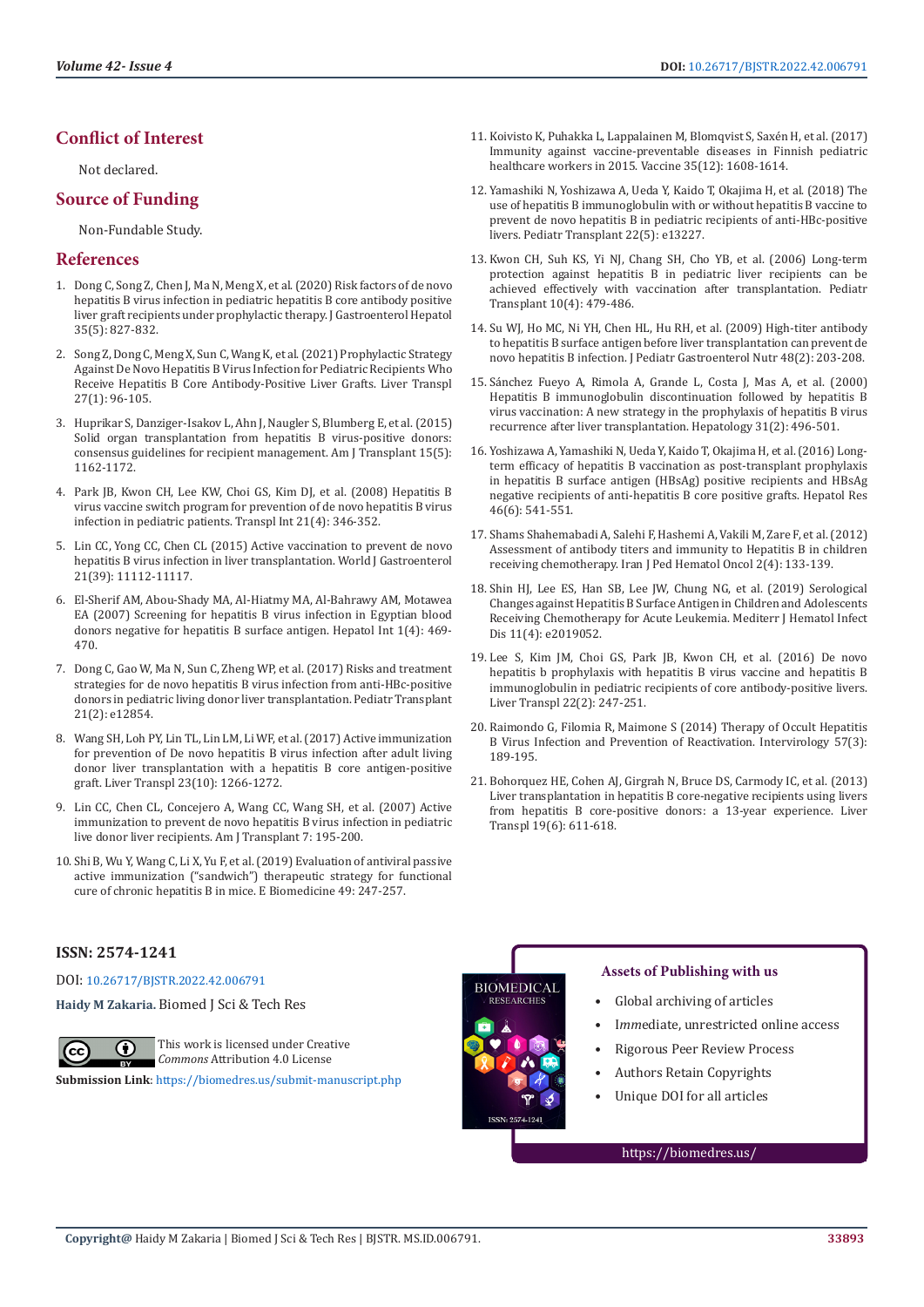## Conflict of Interest

Not declared.

## Source of Funding

Non-Fundable Study.

## References

1. Dong C, Song Z, Chen J, Ma N, Meng X, et al. (2020) Risk factors of de novo hepatitis B virus infection in pediatric hepatitis B core antibody positive liver graft recipients under prophylactic therapy. J Gastroenterol Hepatol 35(5): 827-832.
2. Song Z, Dong C, Meng X, Sun C, Wang K, et al. (2021) Prophylactic Strategy Against De Novo Hepatitis B Virus Infection for Pediatric Recipients Who Receive Hepatitis B Core Antibody-Positive Liver Grafts. Liver Transpl 27(1): 96-105.
3. Huprikar S, Danziger-Isakov L, Ahn J, Naugler S, Blumberg E, et al. (2015) Solid organ transplantation from hepatitis B virus-positive donors: consensus guidelines for recipient management. Am J Transplant 15(5): 1162-1172.
4. Park JB, Kwon CH, Lee KW, Choi GS, Kim DJ, et al. (2008) Hepatitis B virus vaccine switch program for prevention of de novo hepatitis B virus infection in pediatric patients. Transpl Int 21(4): 346-352.
5. Lin CC, Yong CC, Chen CL (2015) Active vaccination to prevent de novo hepatitis B virus infection in liver transplantation. World J Gastroenterol 21(39): 11112-11117.
6. El-Sherif AM, Abou-Shady MA, Al-Hiatmy MA, Al-Bahrawy AM, Motawea EA (2007) Screening for hepatitis B virus infection in Egyptian blood donors negative for hepatitis B surface antigen. Hepatol Int 1(4): 469-470.
7. Dong C, Gao W, Ma N, Sun C, Zheng WP, et al. (2017) Risks and treatment strategies for de novo hepatitis B virus infection from anti-HBc-positive donors in pediatric living donor liver transplantation. Pediatr Transplant 21(2): e12854.
8. Wang SH, Loh PY, Lin TL, Lin LM, Li WF, et al. (2017) Active immunization for prevention of De novo hepatitis B virus infection after adult living donor liver transplantation with a hepatitis B core antigen-positive graft. Liver Transpl 23(10): 1266-1272.
9. Lin CC, Chen CL, Concejero A, Wang CC, Wang SH, et al. (2007) Active immunization to prevent de novo hepatitis B virus infection in pediatric live donor liver recipients. Am J Transplant 7: 195-200.
10. Shi B, Wu Y, Wang C, Li X, Yu F, et al. (2019) Evaluation of antiviral passive active immunization ("sandwich") therapeutic strategy for functional cure of chronic hepatitis B in mice. E Biomedicine 49: 247-257.
11. Koivisto K, Puhakka L, Lappalainen M, Blomqvist S, Saxén H, et al. (2017) Immunity against vaccine-preventable diseases in Finnish pediatric healthcare workers in 2015. Vaccine 35(12): 1608-1614.
12. Yamashiki N, Yoshizawa A, Ueda Y, Kaido T, Okajima H, et al. (2018) The use of hepatitis B immunoglobulin with or without hepatitis B vaccine to prevent de novo hepatitis B in pediatric recipients of anti-HBc-positive livers. Pediatr Transplant 22(5): e13227.
13. Kwon CH, Suh KS, Yi NJ, Chang SH, Cho YB, et al. (2006) Long-term protection against hepatitis B in pediatric liver recipients can be achieved effectively with vaccination after transplantation. Pediatr Transplant 10(4): 479-486.
14. Su WJ, Ho MC, Ni YH, Chen HL, Hu RH, et al. (2009) High-titer antibody to hepatitis B surface antigen before liver transplantation can prevent de novo hepatitis B infection. J Pediatr Gastroenterol Nutr 48(2): 203-208.
15. Sánchez Fueyo A, Rimola A, Grande L, Costa J, Mas A, et al. (2000) Hepatitis B immunoglobulin discontinuation followed by hepatitis B virus vaccination: A new strategy in the prophylaxis of hepatitis B virus recurrence after liver transplantation. Hepatology 31(2): 496-501.
16. Yoshizawa A, Yamashiki N, Ueda Y, Kaido T, Okajima H, et al. (2016) Long-term efficacy of hepatitis B vaccination as post-transplant prophylaxis in hepatitis B surface antigen (HBsAg) positive recipients and HBsAg negative recipients of anti-hepatitis B core positive grafts. Hepatol Res 46(6): 541-551.
17. Shams Shahemabadi A, Salehi F, Hashemi A, Vakili M, Zare F, et al. (2012) Assessment of antibody titers and immunity to Hepatitis B in children receiving chemotherapy. Iran J Ped Hematol Oncol 2(4): 133-139.
18. Shin HJ, Lee ES, Han SB, Lee JW, Chung NG, et al. (2019) Serological Changes against Hepatitis B Surface Antigen in Children and Adolescents Receiving Chemotherapy for Acute Leukemia. Mediterr J Hematol Infect Dis 11(4): e2019052.
19. Lee S, Kim JM, Choi GS, Park JB, Kwon CH, et al. (2016) De novo hepatitis b prophylaxis with hepatitis B virus vaccine and hepatitis B immunoglobulin in pediatric recipients of core antibody-positive livers. Liver Transpl 22(2): 247-251.
20. Raimondo G, Filomia R, Maimone S (2014) Therapy of Occult Hepatitis B Virus Infection and Prevention of Reactivation. Intervirology 57(3): 189-195.
21. Bohorquez HE, Cohen AJ, Girgrah N, Bruce DS, Carmody IC, et al. (2013) Liver transplantation in hepatitis B core-negative recipients using livers from hepatitis B core-positive donors: a 13-year experience. Liver Transpl 19(6): 611-618.

**ISSN: 2574-1241**

DOI: 10.26717/BJSTR.2022.42.006791

**Haidy M Zakaria.** Biomed J Sci & Tech Res

This work is licensed under Creative *Commons* Attribution 4.0 License

**Submission Link**: https://biomedres.us/submit-manuscript.php

**Assets of Publishing with us**

- Global archiving of articles
- Immediate, unrestricted online access
- Rigorous Peer Review Process
- Authors Retain Copyrights
- Unique DOI for all articles

https://biomedres.us/